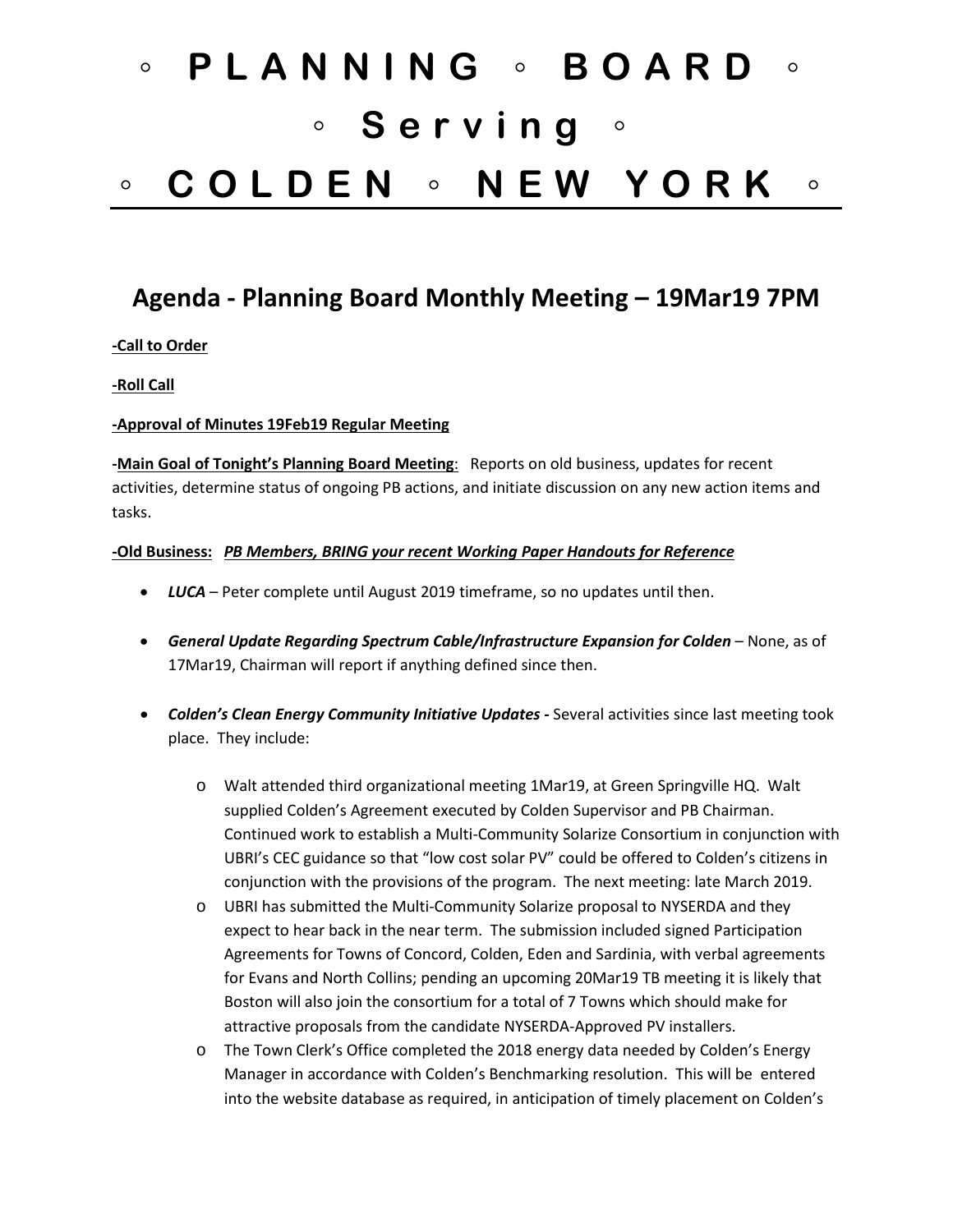# ◦ P L A N N I N G ◦ B O A R D ◦
# ◦ S e r v i n g ◦
# ◦ C O L D E N ◦ N E W Y O R K ◦

---

## Agenda - Planning Board Monthly Meeting – 19Mar19 7PM

**-Call to Order**

**-Roll Call**

**-Approval of Minutes 19Feb19 Regular Meeting**

**-Main Goal of Tonight's Planning Board Meeting**: Reports on old business, updates for recent activities, determine status of ongoing PB actions, and initiate discussion on any new action items and tasks.

**-Old Business:** ***PB Members, BRING your recent Working Paper Handouts for Reference***

- ***LUCA*** – Peter complete until August 2019 timeframe, so no updates until then.

- ***General Update Regarding Spectrum Cable/Infrastructure Expansion for Colden*** – None, as of 17Mar19, Chairman will report if anything defined since then.

- ***Colden's Clean Energy Community Initiative Updates -*** Several activities since last meeting took place. They include:

  - Walt attended third organizational meeting 1Mar19, at Green Springville HQ. Walt supplied Colden's Agreement executed by Colden Supervisor and PB Chairman. Continued work to establish a Multi-Community Solarize Consortium in conjunction with UBRI's CEC guidance so that "low cost solar PV" could be offered to Colden's citizens in conjunction with the provisions of the program. The next meeting: late March 2019.
  - UBRI has submitted the Multi-Community Solarize proposal to NYSERDA and they expect to hear back in the near term. The submission included signed Participation Agreements for Towns of Concord, Colden, Eden and Sardinia, with verbal agreements for Evans and North Collins; pending an upcoming 20Mar19 TB meeting it is likely that Boston will also join the consortium for a total of 7 Towns which should make for attractive proposals from the candidate NYSERDA-Approved PV installers.
  - The Town Clerk's Office completed the 2018 energy data needed by Colden's Energy Manager in accordance with Colden's Benchmarking resolution. This will be entered into the website database as required, in anticipation of timely placement on Colden's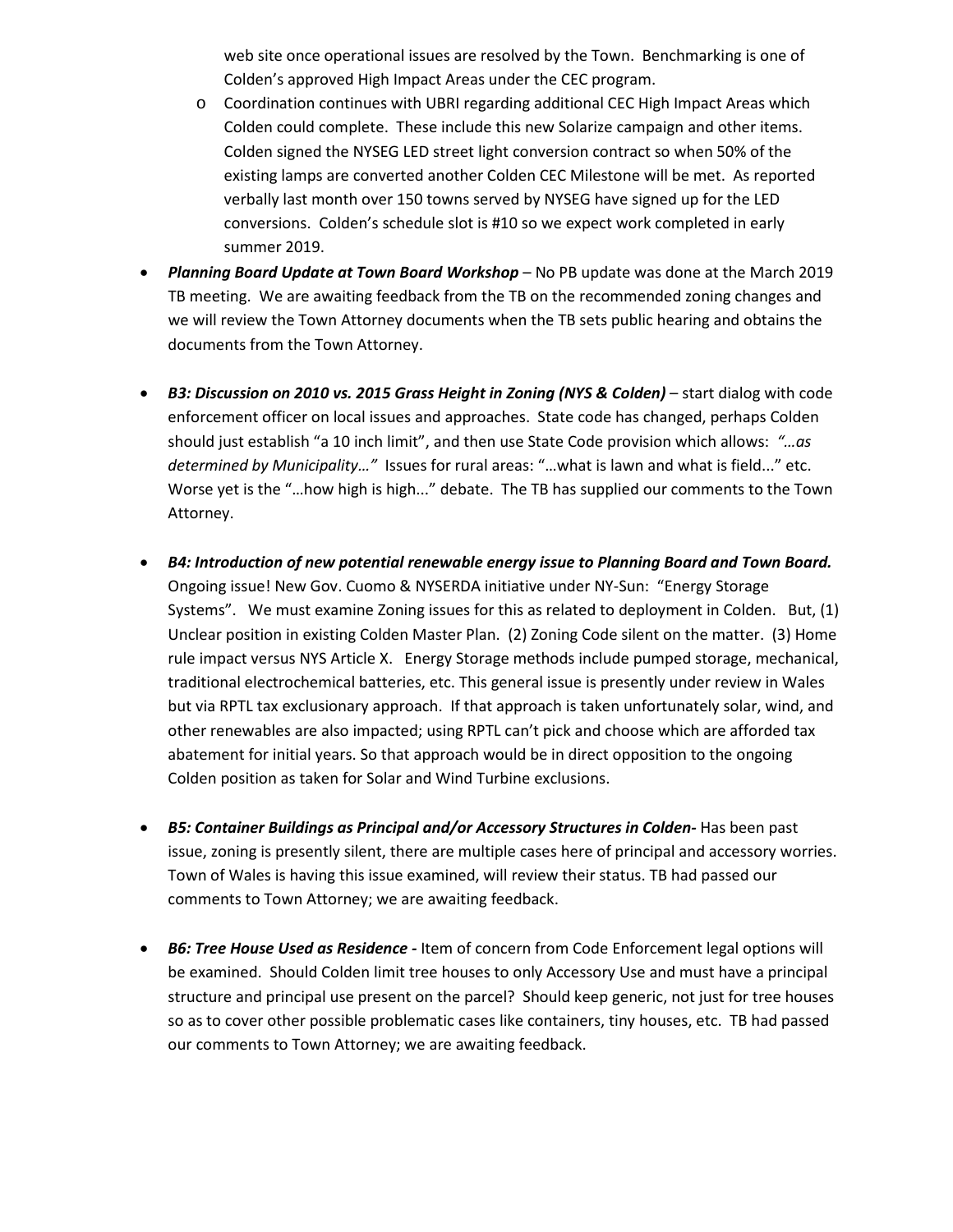web site once operational issues are resolved by the Town. Benchmarking is one of Colden's approved High Impact Areas under the CEC program.
  - Coordination continues with UBRI regarding additional CEC High Impact Areas which Colden could complete. These include this new Solarize campaign and other items. Colden signed the NYSEG LED street light conversion contract so when 50% of the existing lamps are converted another Colden CEC Milestone will be met. As reported verbally last month over 150 towns served by NYSEG have signed up for the LED conversions. Colden's schedule slot is #10 so we expect work completed in early summer 2019.

- ***Planning Board Update at Town Board Workshop*** – No PB update was done at the March 2019 TB meeting. We are awaiting feedback from the TB on the recommended zoning changes and we will review the Town Attorney documents when the TB sets public hearing and obtains the documents from the Town Attorney.

- ***B3: Discussion on 2010 vs. 2015 Grass Height in Zoning (NYS & Colden)*** – start dialog with code enforcement officer on local issues and approaches. State code has changed, perhaps Colden should just establish "a 10 inch limit", and then use State Code provision which allows: *"…as determined by Municipality…"* Issues for rural areas: "…what is lawn and what is field..." etc. Worse yet is the "…how high is high..." debate. The TB has supplied our comments to the Town Attorney.

- ***B4: Introduction of new potential renewable energy issue to Planning Board and Town Board.*** Ongoing issue! New Gov. Cuomo & NYSERDA initiative under NY-Sun: "Energy Storage Systems". We must examine Zoning issues for this as related to deployment in Colden. But, (1) Unclear position in existing Colden Master Plan. (2) Zoning Code silent on the matter. (3) Home rule impact versus NYS Article X. Energy Storage methods include pumped storage, mechanical, traditional electrochemical batteries, etc. This general issue is presently under review in Wales but via RPTL tax exclusionary approach. If that approach is taken unfortunately solar, wind, and other renewables are also impacted; using RPTL can't pick and choose which are afforded tax abatement for initial years. So that approach would be in direct opposition to the ongoing Colden position as taken for Solar and Wind Turbine exclusions.

- ***B5: Container Buildings as Principal and/or Accessory Structures in Colden-*** Has been past issue, zoning is presently silent, there are multiple cases here of principal and accessory worries. Town of Wales is having this issue examined, will review their status. TB had passed our comments to Town Attorney; we are awaiting feedback.

- ***B6: Tree House Used as Residence -*** Item of concern from Code Enforcement legal options will be examined. Should Colden limit tree houses to only Accessory Use and must have a principal structure and principal use present on the parcel? Should keep generic, not just for tree houses so as to cover other possible problematic cases like containers, tiny houses, etc. TB had passed our comments to Town Attorney; we are awaiting feedback.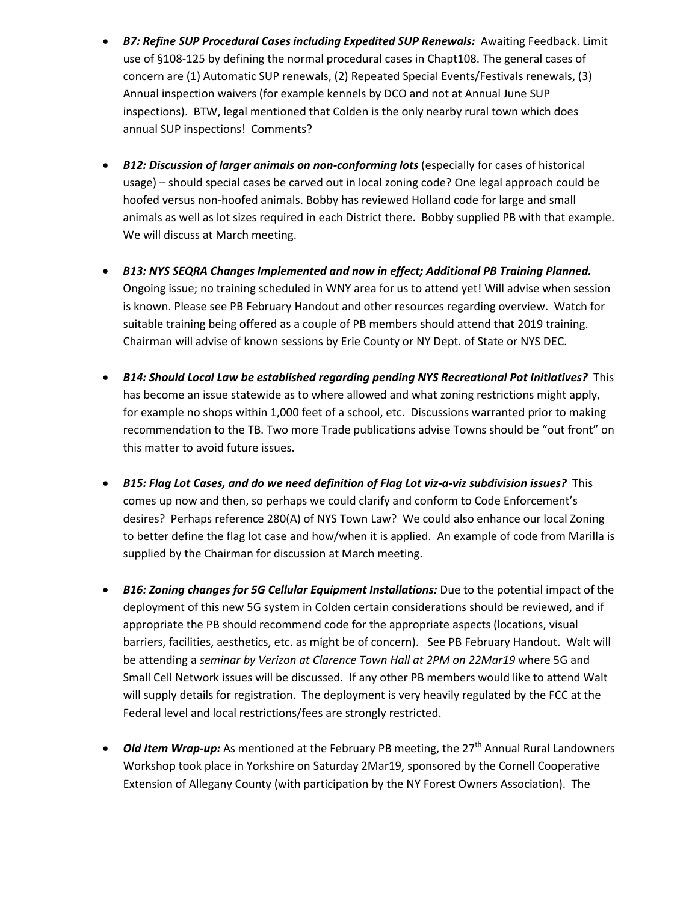- ***B7: Refine SUP Procedural Cases including Expedited SUP Renewals:*** Awaiting Feedback. Limit use of §108-125 by defining the normal procedural cases in Chapt108. The general cases of concern are (1) Automatic SUP renewals, (2) Repeated Special Events/Festivals renewals, (3) Annual inspection waivers (for example kennels by DCO and not at Annual June SUP inspections). BTW, legal mentioned that Colden is the only nearby rural town which does annual SUP inspections! Comments?

- ***B12: Discussion of larger animals on non-conforming lots*** (especially for cases of historical usage) – should special cases be carved out in local zoning code? One legal approach could be hoofed versus non-hoofed animals. Bobby has reviewed Holland code for large and small animals as well as lot sizes required in each District there. Bobby supplied PB with that example. We will discuss at March meeting.

- ***B13: NYS SEQRA Changes Implemented and now in effect; Additional PB Training Planned.*** Ongoing issue; no training scheduled in WNY area for us to attend yet! Will advise when session is known. Please see PB February Handout and other resources regarding overview. Watch for suitable training being offered as a couple of PB members should attend that 2019 training. Chairman will advise of known sessions by Erie County or NY Dept. of State or NYS DEC.

- ***B14: Should Local Law be established regarding pending NYS Recreational Pot Initiatives?*** This has become an issue statewide as to where allowed and what zoning restrictions might apply, for example no shops within 1,000 feet of a school, etc. Discussions warranted prior to making recommendation to the TB. Two more Trade publications advise Towns should be "out front" on this matter to avoid future issues.

- ***B15: Flag Lot Cases, and do we need definition of Flag Lot viz-a-viz subdivision issues?*** This comes up now and then, so perhaps we could clarify and conform to Code Enforcement's desires? Perhaps reference 280(A) of NYS Town Law? We could also enhance our local Zoning to better define the flag lot case and how/when it is applied. An example of code from Marilla is supplied by the Chairman for discussion at March meeting.

- ***B16: Zoning changes for 5G Cellular Equipment Installations:*** Due to the potential impact of the deployment of this new 5G system in Colden certain considerations should be reviewed, and if appropriate the PB should recommend code for the appropriate aspects (locations, visual barriers, facilities, aesthetics, etc. as might be of concern). See PB February Handout. Walt will be attending a *seminar by Verizon at Clarence Town Hall at 2PM on 22Mar19* where 5G and Small Cell Network issues will be discussed. If any other PB members would like to attend Walt will supply details for registration. The deployment is very heavily regulated by the FCC at the Federal level and local restrictions/fees are strongly restricted.

- ***Old Item Wrap-up:*** As mentioned at the February PB meeting, the 27th Annual Rural Landowners Workshop took place in Yorkshire on Saturday 2Mar19, sponsored by the Cornell Cooperative Extension of Allegany County (with participation by the NY Forest Owners Association). The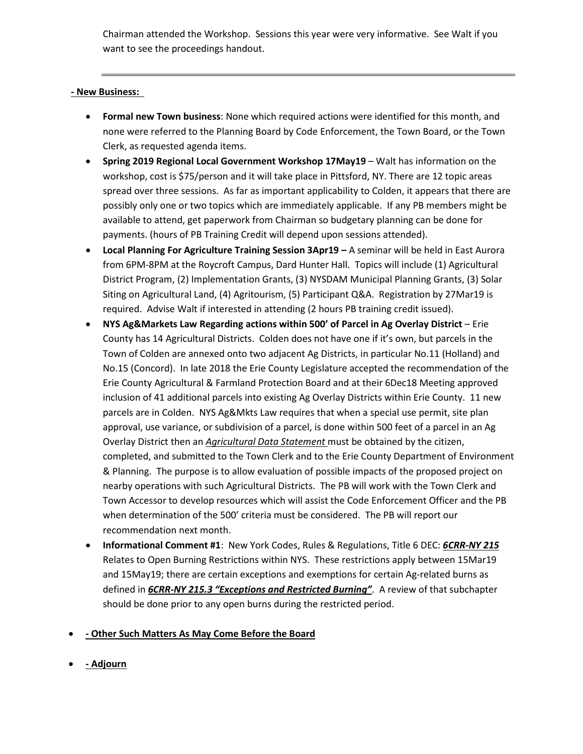Chairman attended the Workshop. Sessions this year were very informative. See Walt if you want to see the proceedings handout.

---

**- New Business:**

- **Formal new Town business**: None which required actions were identified for this month, and none were referred to the Planning Board by Code Enforcement, the Town Board, or the Town Clerk, as requested agenda items.
- **Spring 2019 Regional Local Government Workshop 17May19** – Walt has information on the workshop, cost is $75/person and it will take place in Pittsford, NY. There are 12 topic areas spread over three sessions. As far as important applicability to Colden, it appears that there are possibly only one or two topics which are immediately applicable. If any PB members might be available to attend, get paperwork from Chairman so budgetary planning can be done for payments. (hours of PB Training Credit will depend upon sessions attended).
- **Local Planning For Agriculture Training Session 3Apr19 –** A seminar will be held in East Aurora from 6PM-8PM at the Roycroft Campus, Dard Hunter Hall. Topics will include (1) Agricultural District Program, (2) Implementation Grants, (3) NYSDAM Municipal Planning Grants, (3) Solar Siting on Agricultural Land, (4) Agritourism, (5) Participant Q&A. Registration by 27Mar19 is required. Advise Walt if interested in attending (2 hours PB training credit issued).
- **NYS Ag&Markets Law Regarding actions within 500' of Parcel in Ag Overlay District** – Erie County has 14 Agricultural Districts. Colden does not have one if it's own, but parcels in the Town of Colden are annexed onto two adjacent Ag Districts, in particular No.11 (Holland) and No.15 (Concord). In late 2018 the Erie County Legislature accepted the recommendation of the Erie County Agricultural & Farmland Protection Board and at their 6Dec18 Meeting approved inclusion of 41 additional parcels into existing Ag Overlay Districts within Erie County. 11 new parcels are in Colden. NYS Ag&Mkts Law requires that when a special use permit, site plan approval, use variance, or subdivision of a parcel, is done within 500 feet of a parcel in an Ag Overlay District then an ***Agricultural Data Statement*** must be obtained by the citizen, completed, and submitted to the Town Clerk and to the Erie County Department of Environment & Planning. The purpose is to allow evaluation of possible impacts of the proposed project on nearby operations with such Agricultural Districts. The PB will work with the Town Clerk and Town Accessor to develop resources which will assist the Code Enforcement Officer and the PB when determination of the 500' criteria must be considered. The PB will report our recommendation next month.
- **Informational Comment #1**: New York Codes, Rules & Regulations, Title 6 DEC: ***6CRR-NY 215*** Relates to Open Burning Restrictions within NYS. These restrictions apply between 15Mar19 and 15May19; there are certain exceptions and exemptions for certain Ag-related burns as defined in ***6CRR-NY 215.3 "Exceptions and Restricted Burning"***. A review of that subchapter should be done prior to any open burns during the restricted period.

- **- Other Such Matters As May Come Before the Board**

- **- Adjourn**